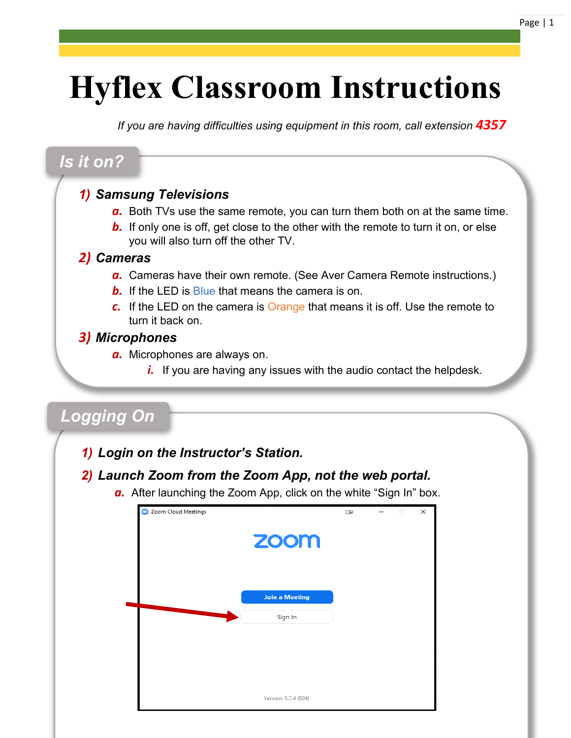# Hyflex Classroom Instructions

*If you are having difficulties using equipment in this room, call extension **4357***

## Is it on?

1) ***Samsung Televisions***
   a. Both TVs use the same remote, you can turn them both on at the same time.
   b. If only one is off, get close to the other with the remote to turn it on, or else you will also turn off the other TV.
2) ***Cameras***
   a. Cameras have their own remote. (See Aver Camera Remote instructions.)
   b. If the LED is Blue that means the camera is on.
   c. If the LED on the camera is Orange that means it is off. Use the remote to turn it back on.
3) ***Microphones***
   a. Microphones are always on.
      i. If you are having any issues with the audio contact the helpdesk.

## Logging On

1) ***Login on the Instructor's Station.***
2) ***Launch Zoom from the Zoom App, not the web portal.***
   a. After launching the Zoom App, click on the white "Sign In" box.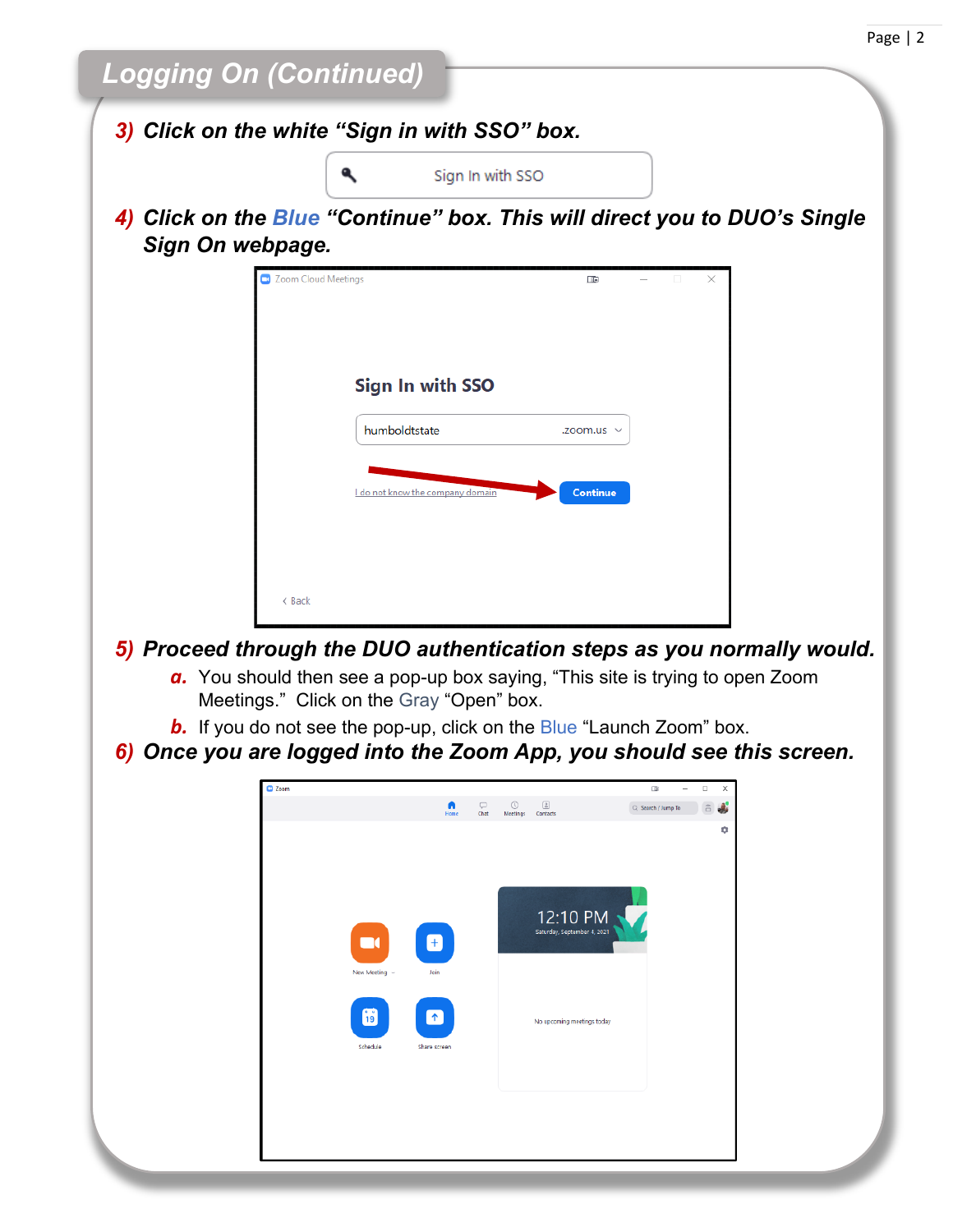## Logging On (Continued)

***3) Click on the white "Sign in with SSO" box.***

***4) Click on the Blue "Continue" box. This will direct you to DUO's Single Sign On webpage.***

***5) Proceed through the DUO authentication steps as you normally would.***

***a.*** You should then see a pop-up box saying, "This site is trying to open Zoom Meetings." Click on the Gray "Open" box.

***b.*** If you do not see the pop-up, click on the Blue "Launch Zoom" box.

***6) Once you are logged into the Zoom App, you should see this screen.***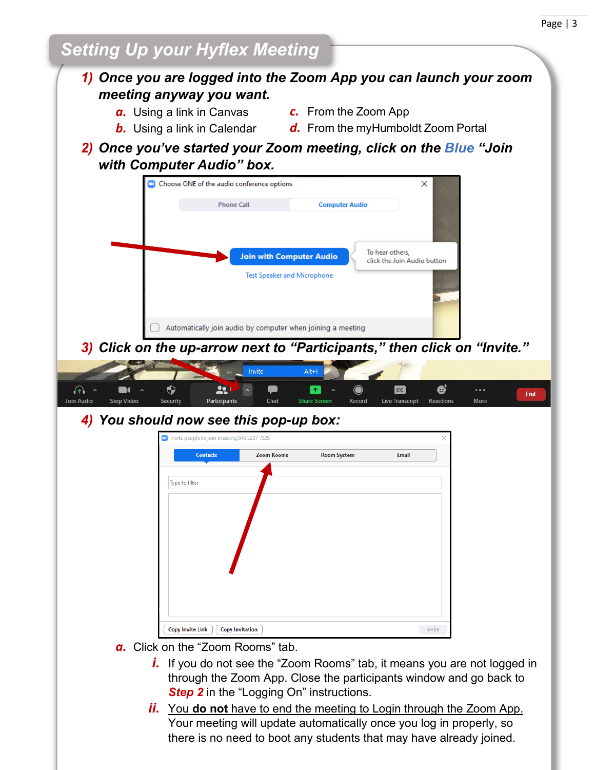# Setting Up your Hyflex Meeting

1) **Once you are logged into the Zoom App you can launch your zoom meeting anyway you want.**
   - a. Using a link in Canvas
   - b. Using a link in Calendar
   - c. From the Zoom App
   - d. From the myHumboldt Zoom Portal

2) **Once you've started your Zoom meeting, click on the Blue "Join with Computer Audio" box.**

3) **Click on the up-arrow next to "Participants," then click on "Invite."**

4) **You should now see this pop-up box:**

   - a. Click on the "Zoom Rooms" tab.
     - i. If you do not see the "Zoom Rooms" tab, it means you are not logged in through the Zoom App. Close the participants window and go back to ***Step 2*** in the "Logging On" instructions.
     - ii. You **do not** have to end the meeting to Login through the Zoom App. Your meeting will update automatically once you log in properly, so there is no need to boot any students that may have already joined.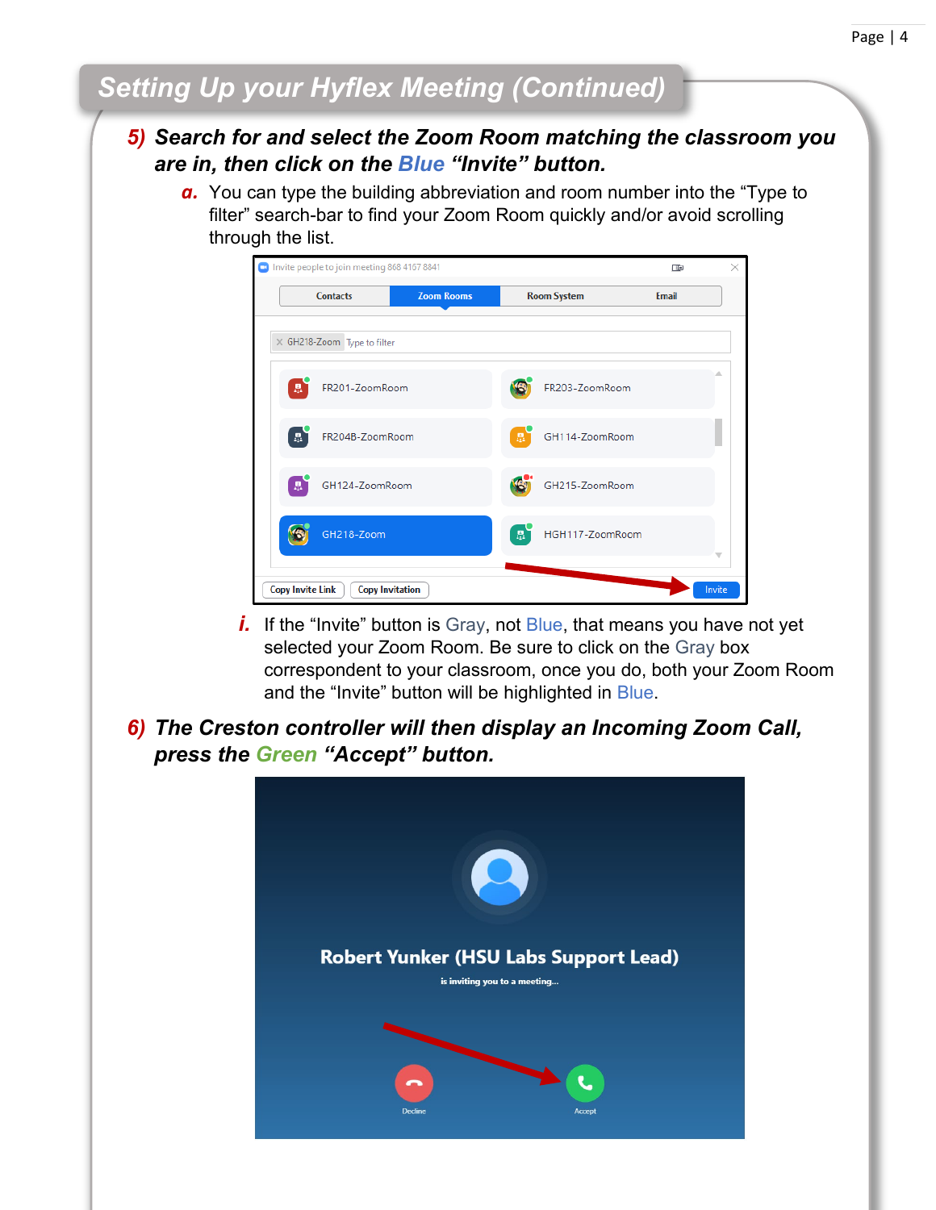## Setting Up your Hyflex Meeting (Continued)

**5) *Search for and select the Zoom Room matching the classroom you are in, then click on the Blue "Invite" button.***

   ***a.*** You can type the building abbreviation and room number into the "Type to filter" search-bar to find your Zoom Room quickly and/or avoid scrolling through the list.

      ***i.*** If the "Invite" button is Gray, not Blue, that means you have not yet selected your Zoom Room. Be sure to click on the Gray box correspondent to your classroom, once you do, both your Zoom Room and the "Invite" button will be highlighted in Blue.

**6) *The Creston controller will then display an Incoming Zoom Call, press the Green "Accept" button.***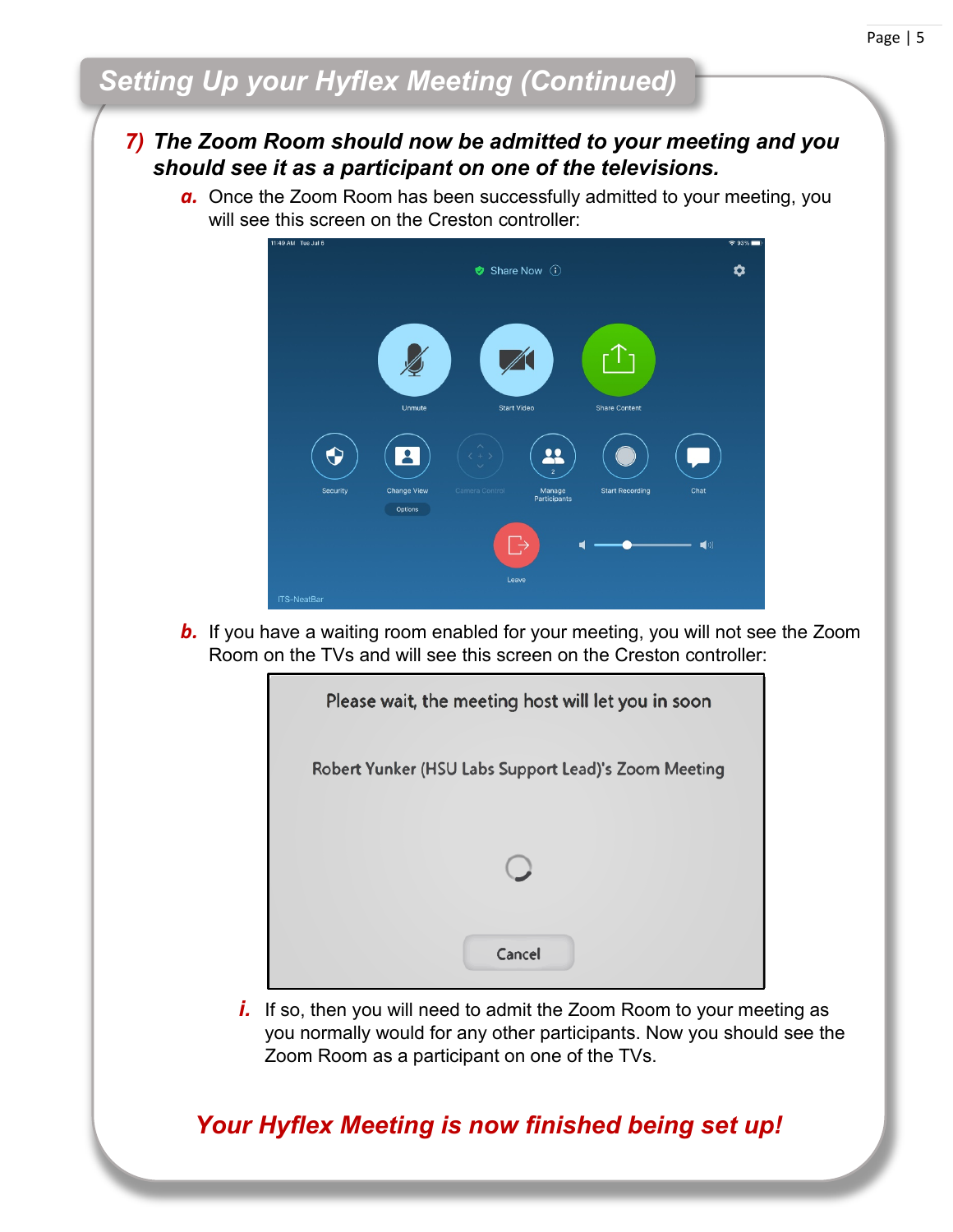## Setting Up your Hyflex Meeting (Continued)

**7) *The Zoom Room should now be admitted to your meeting and you should see it as a participant on one of the televisions.***

***a.*** Once the Zoom Room has been successfully admitted to your meeting, you will see this screen on the Creston controller:

***b.*** If you have a waiting room enabled for your meeting, you will not see the Zoom Room on the TVs and will see this screen on the Creston controller:

***i.*** If so, then you will need to admit the Zoom Room to your meeting as you normally would for any other participants. Now you should see the Zoom Room as a participant on one of the TVs.

***Your Hyflex Meeting is now finished being set up!***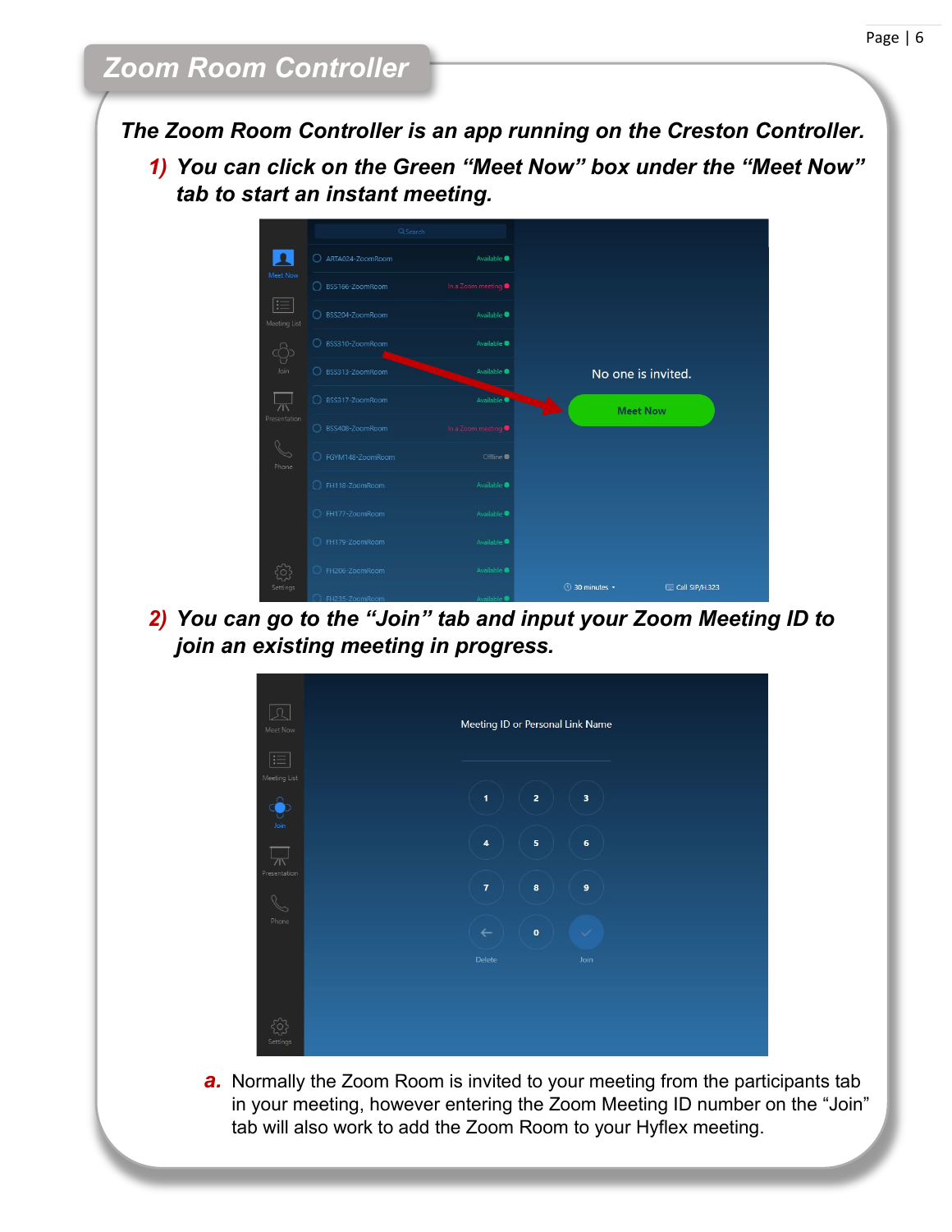# Zoom Room Controller

***The Zoom Room Controller is an app running on the Creston Controller.***

1) ***You can click on the Green "Meet Now" box under the "Meet Now" tab to start an instant meeting.***

2) ***You can go to the "Join" tab and input your Zoom Meeting ID to join an existing meeting in progress.***

   a. Normally the Zoom Room is invited to your meeting from the participants tab in your meeting, however entering the Zoom Meeting ID number on the "Join" tab will also work to add the Zoom Room to your Hyflex meeting.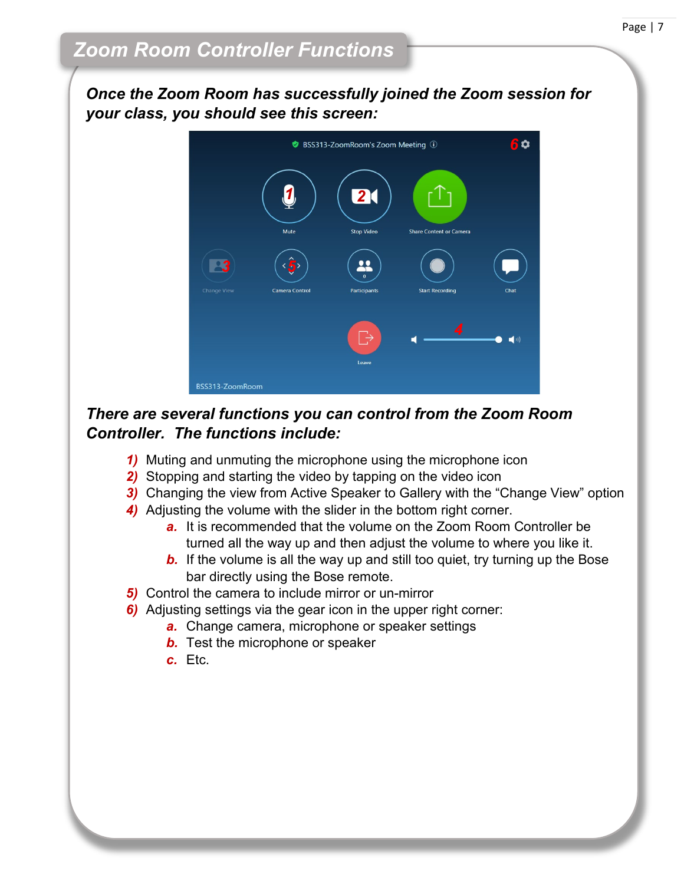# Zoom Room Controller Functions

***Once the Zoom Room has successfully joined the Zoom session for your class, you should see this screen:***

***There are several functions you can control from the Zoom Room Controller. The functions include:***

1) Muting and unmuting the microphone using the microphone icon
2) Stopping and starting the video by tapping on the video icon
3) Changing the view from Active Speaker to Gallery with the “Change View” option
4) Adjusting the volume with the slider in the bottom right corner.
   a. It is recommended that the volume on the Zoom Room Controller be turned all the way up and then adjust the volume to where you like it.
   b. If the volume is all the way up and still too quiet, try turning up the Bose bar directly using the Bose remote.
5) Control the camera to include mirror or un-mirror
6) Adjusting settings via the gear icon in the upper right corner:
   a. Change camera, microphone or speaker settings
   b. Test the microphone or speaker
   c. Etc.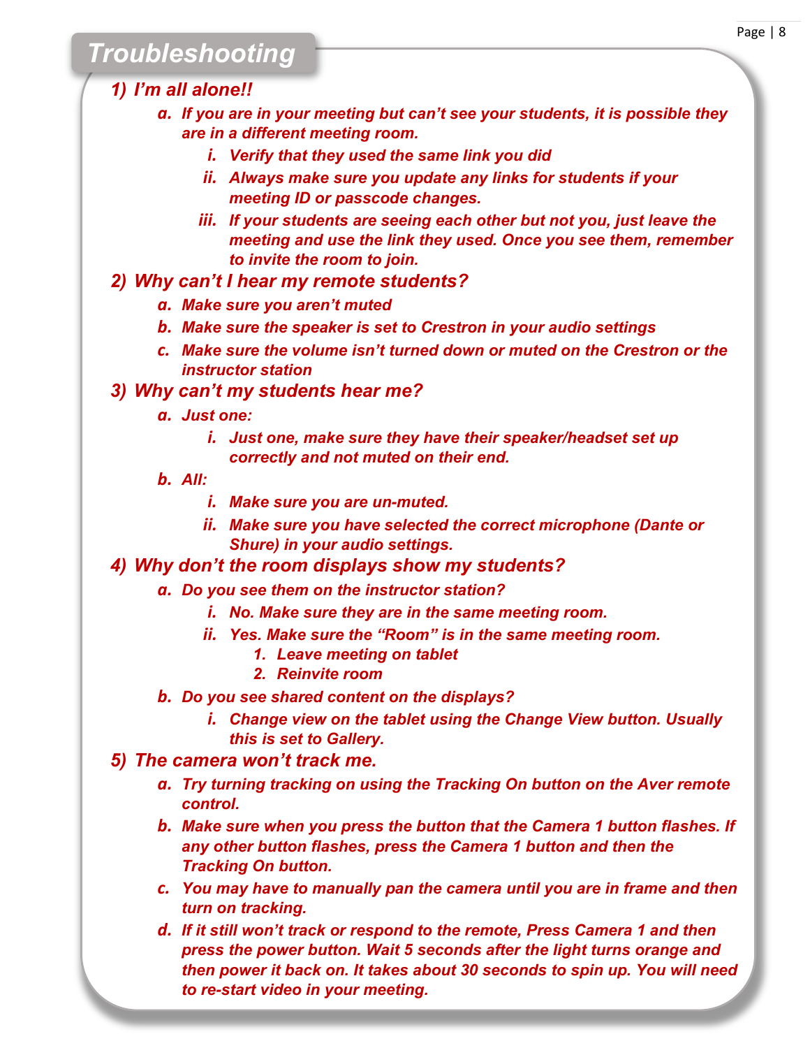# Troubleshooting

1) ***I'm all alone!!***
   a. ***If you are in your meeting but can't see your students, it is possible they are in a different meeting room.***
      i. ***Verify that they used the same link you did***
      ii. ***Always make sure you update any links for students if your meeting ID or passcode changes.***
      iii. ***If your students are seeing each other but not you, just leave the meeting and use the link they used. Once you see them, remember to invite the room to join.***
2) ***Why can't I hear my remote students?***
   a. ***Make sure you aren't muted***
   b. ***Make sure the speaker is set to Crestron in your audio settings***
   c. ***Make sure the volume isn't turned down or muted on the Crestron or the instructor station***
3) ***Why can't my students hear me?***
   a. ***Just one:***
      i. ***Just one, make sure they have their speaker/headset set up correctly and not muted on their end.***
   b. ***All:***
      i. ***Make sure you are un-muted.***
      ii. ***Make sure you have selected the correct microphone (Dante or Shure) in your audio settings.***
4) ***Why don't the room displays show my students?***
   a. ***Do you see them on the instructor station?***
      i. ***No. Make sure they are in the same meeting room.***
      ii. ***Yes. Make sure the "Room" is in the same meeting room.***
         1. ***Leave meeting on tablet***
         2. ***Reinvite room***
   b. ***Do you see shared content on the displays?***
      i. ***Change view on the tablet using the Change View button. Usually this is set to Gallery.***
5) ***The camera won't track me.***
   a. ***Try turning tracking on using the Tracking On button on the Aver remote control.***
   b. ***Make sure when you press the button that the Camera 1 button flashes. If any other button flashes, press the Camera 1 button and then the Tracking On button.***
   c. ***You may have to manually pan the camera until you are in frame and then turn on tracking.***
   d. ***If it still won't track or respond to the remote, Press Camera 1 and then press the power button. Wait 5 seconds after the light turns orange and then power it back on. It takes about 30 seconds to spin up. You will need to re-start video in your meeting.***